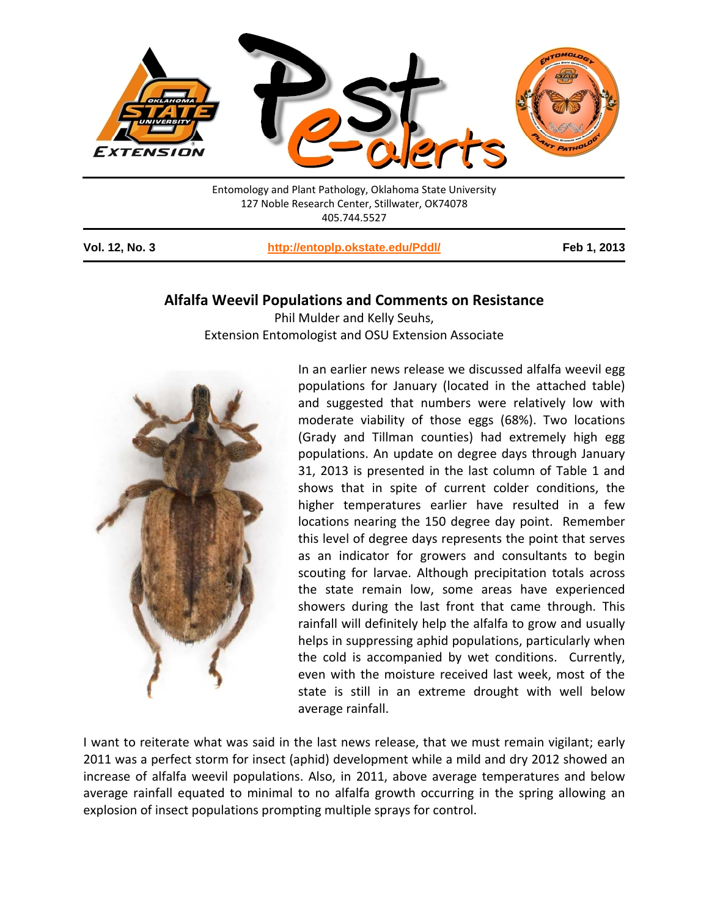Entomology and Plant Pathology, Oklahoma State University
127 Noble Research Center, Stillwater, OK74078
405.744.5527

**Vol. 12, No. 3** | **http://entoplp.okstate.edu/Pddl/** | **Feb 1, 2013**

## Alfalfa Weevil Populations and Comments on Resistance

Phil Mulder and Kelly Seuhs,
Extension Entomologist and OSU Extension Associate

In an earlier news release we discussed alfalfa weevil egg populations for January (located in the attached table) and suggested that numbers were relatively low with moderate viability of those eggs (68%). Two locations (Grady and Tillman counties) had extremely high egg populations. An update on degree days through January 31, 2013 is presented in the last column of Table 1 and shows that in spite of current colder conditions, the higher temperatures earlier have resulted in a few locations nearing the 150 degree day point. Remember this level of degree days represents the point that serves as an indicator for growers and consultants to begin scouting for larvae. Although precipitation totals across the state remain low, some areas have experienced showers during the last front that came through. This rainfall will definitely help the alfalfa to grow and usually helps in suppressing aphid populations, particularly when the cold is accompanied by wet conditions. Currently, even with the moisture received last week, most of the state is still in an extreme drought with well below average rainfall.

I want to reiterate what was said in the last news release, that we must remain vigilant; early 2011 was a perfect storm for insect (aphid) development while a mild and dry 2012 showed an increase of alfalfa weevil populations. Also, in 2011, above average temperatures and below average rainfall equated to minimal to no alfalfa growth occurring in the spring allowing an explosion of insect populations prompting multiple sprays for control.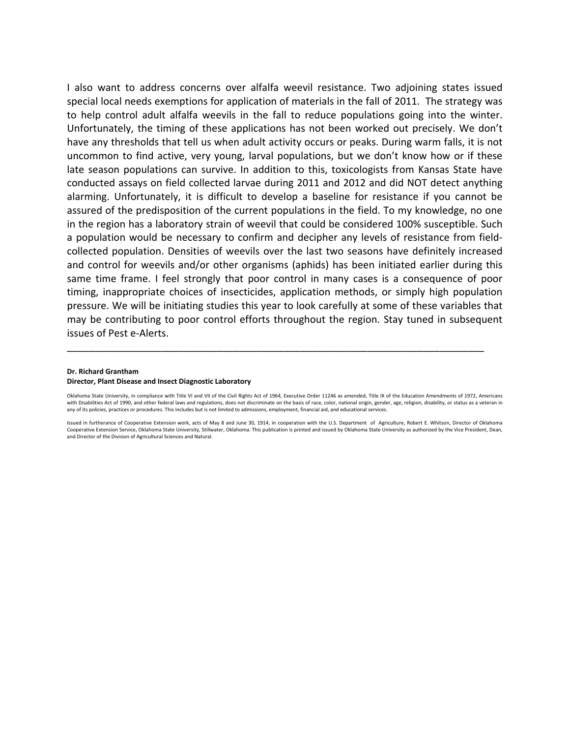I also want to address concerns over alfalfa weevil resistance. Two adjoining states issued special local needs exemptions for application of materials in the fall of 2011. The strategy was to help control adult alfalfa weevils in the fall to reduce populations going into the winter. Unfortunately, the timing of these applications has not been worked out precisely. We don't have any thresholds that tell us when adult activity occurs or peaks. During warm falls, it is not uncommon to find active, very young, larval populations, but we don't know how or if these late season populations can survive. In addition to this, toxicologists from Kansas State have conducted assays on field collected larvae during 2011 and 2012 and did NOT detect anything alarming. Unfortunately, it is difficult to develop a baseline for resistance if you cannot be assured of the predisposition of the current populations in the field. To my knowledge, no one in the region has a laboratory strain of weevil that could be considered 100% susceptible. Such a population would be necessary to confirm and decipher any levels of resistance from field-collected population. Densities of weevils over the last two seasons have definitely increased and control for weevils and/or other organisms (aphids) has been initiated earlier during this same time frame. I feel strongly that poor control in many cases is a consequence of poor timing, inappropriate choices of insecticides, application methods, or simply high population pressure. We will be initiating studies this year to look carefully at some of these variables that may be contributing to poor control efforts throughout the region. Stay tuned in subsequent issues of Pest e-Alerts.

---

**Dr. Richard Grantham**
**Director, Plant Disease and Insect Diagnostic Laboratory**

Oklahoma State University, in compliance with Title VI and VII of the Civil Rights Act of 1964, Executive Order 11246 as amended, Title IX of the Education Amendments of 1972, Americans with Disabilities Act of 1990, and other federal laws and regulations, does not discriminate on the basis of race, color, national origin, gender, age, religion, disability, or status as a veteran in any of its policies, practices or procedures. This includes but is not limited to admissions, employment, financial aid, and educational services.

Issued in furtherance of Cooperative Extension work, acts of May 8 and June 30, 1914, in cooperation with the U.S. Department of Agriculture, Robert E. Whitson, Director of Oklahoma Cooperative Extension Service, Oklahoma State University, Stillwater, Oklahoma. This publication is printed and issued by Oklahoma State University as authorized by the Vice President, Dean, and Director of the Division of Agricultural Sciences and Natural.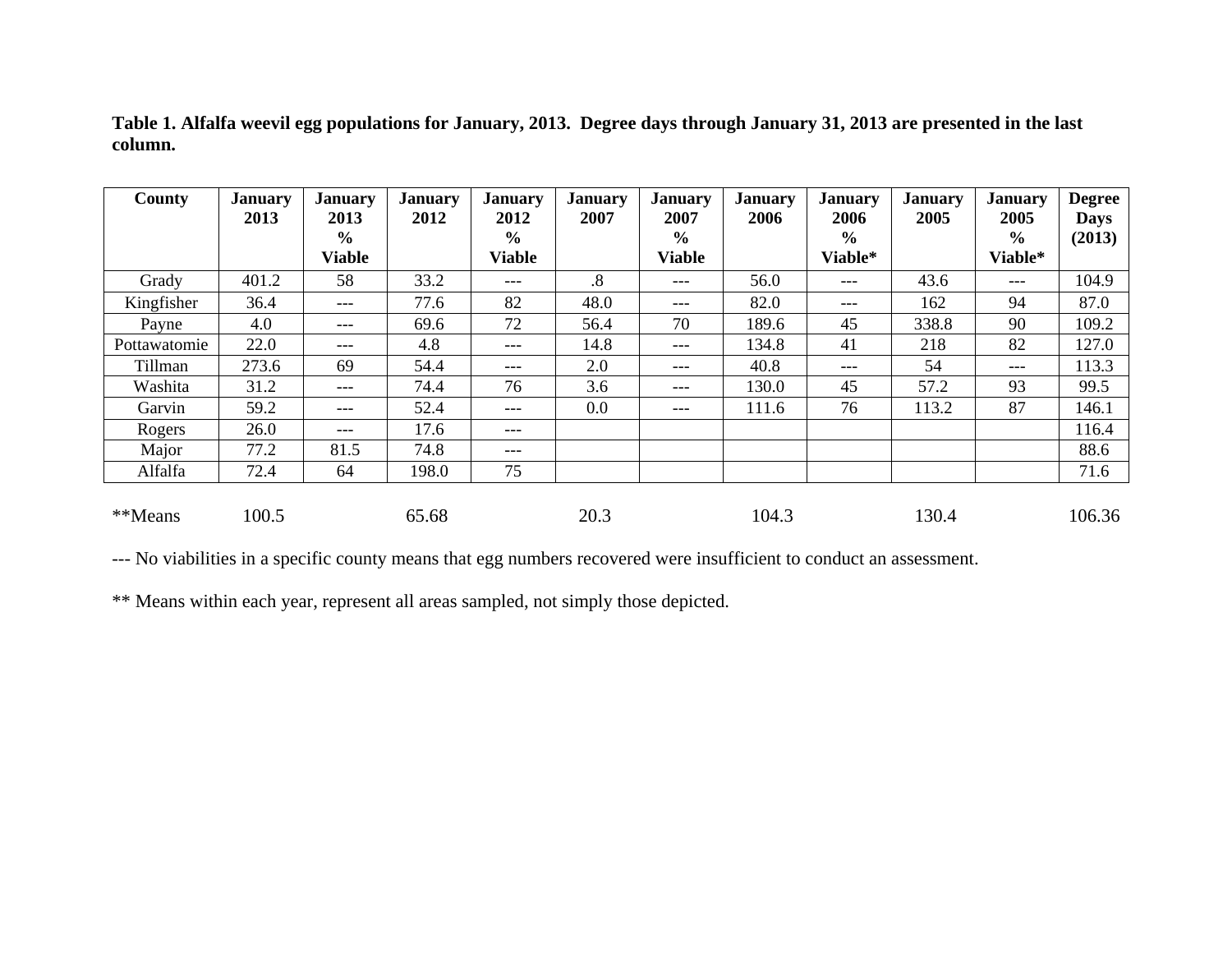**Table 1. Alfalfa weevil egg populations for January, 2013. Degree days through January 31, 2013 are presented in the last column.**

| County | January 2013 | January 2013 % Viable | January 2012 | January 2012 % Viable | January 2007 | January 2007 % Viable | January 2006 | January 2006 % Viable* | January 2005 | January 2005 % Viable* | Degree Days (2013) |
|---|---|---|---|---|---|---|---|---|---|---|---|
| Grady | 401.2 | 58 | 33.2 | --- | .8 | --- | 56.0 | --- | 43.6 | --- | 104.9 |
| Kingfisher | 36.4 | --- | 77.6 | 82 | 48.0 | --- | 82.0 | --- | 162 | 94 | 87.0 |
| Payne | 4.0 | --- | 69.6 | 72 | 56.4 | 70 | 189.6 | 45 | 338.8 | 90 | 109.2 |
| Pottawatomie | 22.0 | --- | 4.8 | --- | 14.8 | --- | 134.8 | 41 | 218 | 82 | 127.0 |
| Tillman | 273.6 | 69 | 54.4 | --- | 2.0 | --- | 40.8 | --- | 54 | --- | 113.3 |
| Washita | 31.2 | --- | 74.4 | 76 | 3.6 | --- | 130.0 | 45 | 57.2 | 93 | 99.5 |
| Garvin | 59.2 | --- | 52.4 | --- | 0.0 | --- | 111.6 | 76 | 113.2 | 87 | 146.1 |
| Rogers | 26.0 | --- | 17.6 | --- | | | | | | | 116.4 |
| Major | 77.2 | 81.5 | 74.8 | --- | | | | | | | 88.6 |
| Alfalfa | 72.4 | 64 | 198.0 | 75 | | | | | | | 71.6 |
| **Means | 100.5 | | 65.68 | | 20.3 | | 104.3 | | 130.4 | | 106.36 |

--- No viabilities in a specific county means that egg numbers recovered were insufficient to conduct an assessment.

** Means within each year, represent all areas sampled, not simply those depicted.